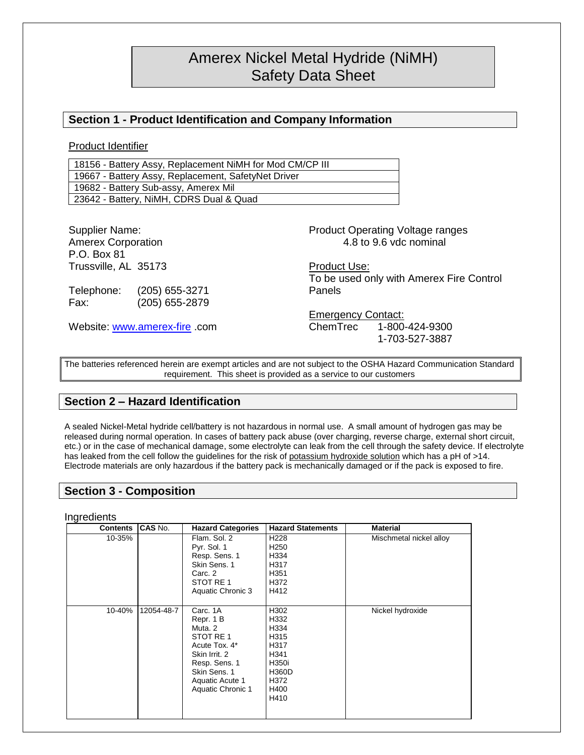# Amerex Nickel Metal Hydride (NiMH) Safety Data Sheet

## Section 1 - Product Identification and Company Information

Product Identifier

| |
|---|
| 18156 - Battery Assy, Replacement NiMH for Mod CM/CP III |
| 19667 - Battery Assy, Replacement, SafetyNet Driver |
| 19682 - Battery Sub-assy, Amerex Mil |
| 23642 - Battery, NiMH, CDRS Dual & Quad |

Supplier Name:
Amerex Corporation
P.O. Box 81
Trussville, AL 35173

Telephone: (205) 655-3271
Fax: (205) 655-2879

Website: www.amerex-fire .com

Product Operating Voltage ranges
4.8 to 9.6 vdc nominal

Product Use:
To be used only with Amerex Fire Control Panels

Emergency Contact:
ChemTrec 1-800-424-9300
1-703-527-3887

The batteries referenced herein are exempt articles and are not subject to the OSHA Hazard Communication Standard requirement. This sheet is provided as a service to our customers

## Section 2 – Hazard Identification

A sealed Nickel-Metal hydride cell/battery is not hazardous in normal use. A small amount of hydrogen gas may be released during normal operation. In cases of battery pack abuse (over charging, reverse charge, external short circuit, etc.) or in the case of mechanical damage, some electrolyte can leak from the cell through the safety device. If electrolyte has leaked from the cell follow the guidelines for the risk of potassium hydroxide solution which has a pH of >14. Electrode materials are only hazardous if the battery pack is mechanically damaged or if the pack is exposed to fire.

## Section 3 - Composition

Ingredients

| Contents | CAS No. | Hazard Categories | Hazard Statements | Material |
|---|---|---|---|---|
| 10-35% | | Flam. Sol. 2<br>Pyr. Sol. 1<br>Resp. Sens. 1<br>Skin Sens. 1<br>Carc. 2<br>STOT RE 1<br>Aquatic Chronic 3 | H228<br>H250<br>H334<br>H317<br>H351<br>H372<br>H412 | Mischmetal nickel alloy |
| 10-40% | 12054-48-7 | Carc. 1A<br>Repr. 1 B<br>Muta. 2<br>STOT RE 1<br>Acute Tox. 4*<br>Skin Irrit. 2<br>Resp. Sens. 1<br>Skin Sens. 1<br>Aquatic Acute 1<br>Aquatic Chronic 1 | H302<br>H332<br>H334<br>H315<br>H317<br>H341<br>H350i<br>H360D<br>H372<br>H400<br>H410 | Nickel hydroxide |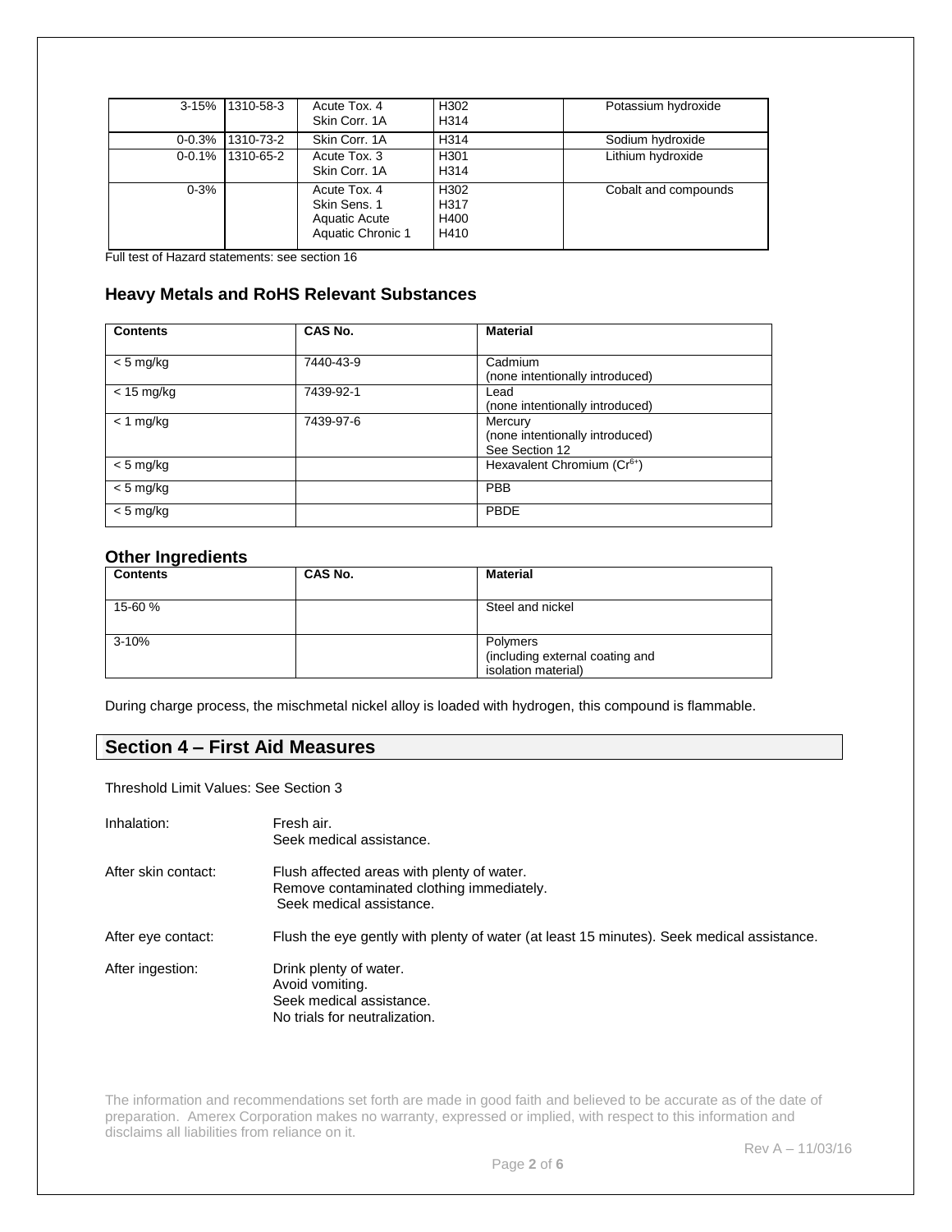| | | | | |
|---|---|---|---|---|
| 3-15% | 1310-58-3 | Acute Tox. 4<br>Skin Corr. 1A | H302<br>H314 | Potassium hydroxide |
| 0-0.3% | 1310-73-2 | Skin Corr. 1A | H314 | Sodium hydroxide |
| 0-0.1% | 1310-65-2 | Acute Tox. 3<br>Skin Corr. 1A | H301<br>H314 | Lithium hydroxide |
| 0-3% | | Acute Tox. 4<br>Skin Sens. 1<br>Aquatic Acute<br>Aquatic Chronic 1 | H302<br>H317<br>H400<br>H410 | Cobalt and compounds |

Full test of Hazard statements: see section 16

## Heavy Metals and RoHS Relevant Substances

| Contents | CAS No. | Material |
|---|---|---|
| < 5 mg/kg | 7440-43-9 | Cadmium<br>(none intentionally introduced) |
| < 15 mg/kg | 7439-92-1 | Lead<br>(none intentionally introduced) |
| < 1 mg/kg | 7439-97-6 | Mercury<br>(none intentionally introduced)<br>See Section 12 |
| < 5 mg/kg | | Hexavalent Chromium ($Cr^{6+}$) |
| < 5 mg/kg | | PBB |
| < 5 mg/kg | | PBDE |

## Other Ingredients

| Contents | CAS No. | Material |
|---|---|---|
| 15-60 % | | Steel and nickel |
| 3-10% | | Polymers<br>(including external coating and isolation material) |

During charge process, the mischmetal nickel alloy is loaded with hydrogen, this compound is flammable.

## Section 4 – First Aid Measures

Threshold Limit Values: See Section 3

Inhalation: Fresh air.
Seek medical assistance.

After skin contact: Flush affected areas with plenty of water.
Remove contaminated clothing immediately.
Seek medical assistance.

After eye contact: Flush the eye gently with plenty of water (at least 15 minutes). Seek medical assistance.

After ingestion: Drink plenty of water.
Avoid vomiting.
Seek medical assistance.
No trials for neutralization.

The information and recommendations set forth are made in good faith and believed to be accurate as of the date of preparation. Amerex Corporation makes no warranty, expressed or implied, with respect to this information and disclaims all liabilities from reliance on it.

Rev A – 11/03/16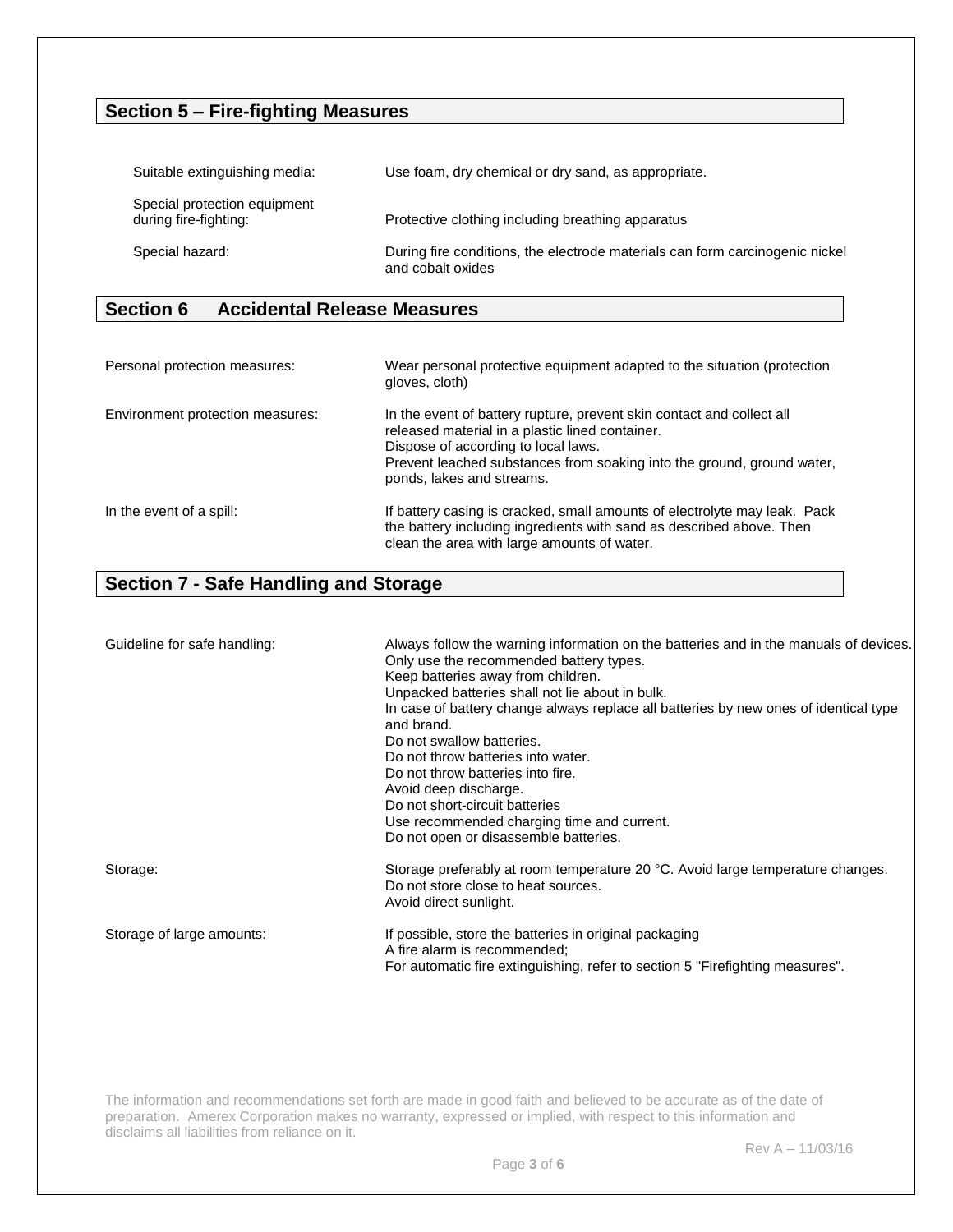## Section 5 – Fire-fighting Measures

| | |
|---|---|
| Suitable extinguishing media: | Use foam, dry chemical or dry sand, as appropriate. |
| Special protection equipment during fire-fighting: | Protective clothing including breathing apparatus |
| Special hazard: | During fire conditions, the electrode materials can form carcinogenic nickel and cobalt oxides |

## Section 6 Accidental Release Measures

| | |
|---|---|
| Personal protection measures: | Wear personal protective equipment adapted to the situation (protection gloves, cloth) |
| Environment protection measures: | In the event of battery rupture, prevent skin contact and collect all released material in a plastic lined container.<br>Dispose of according to local laws.<br>Prevent leached substances from soaking into the ground, ground water, ponds, lakes and streams. |
| In the event of a spill: | If battery casing is cracked, small amounts of electrolyte may leak. Pack the battery including ingredients with sand as described above. Then clean the area with large amounts of water. |

## Section 7 - Safe Handling and Storage

| | |
|---|---|
| Guideline for safe handling: | Always follow the warning information on the batteries and in the manuals of devices.<br>Only use the recommended battery types.<br>Keep batteries away from children.<br>Unpacked batteries shall not lie about in bulk.<br>In case of battery change always replace all batteries by new ones of identical type and brand.<br>Do not swallow batteries.<br>Do not throw batteries into water.<br>Do not throw batteries into fire.<br>Avoid deep discharge.<br>Do not short-circuit batteries<br>Use recommended charging time and current.<br>Do not open or disassemble batteries. |
| Storage: | Storage preferably at room temperature 20 °C. Avoid large temperature changes.<br>Do not store close to heat sources.<br>Avoid direct sunlight. |
| Storage of large amounts: | If possible, store the batteries in original packaging<br>A fire alarm is recommended;<br>For automatic fire extinguishing, refer to section 5 "Firefighting measures". |

The information and recommendations set forth are made in good faith and believed to be accurate as of the date of preparation. Amerex Corporation makes no warranty, expressed or implied, with respect to this information and disclaims all liabilities from reliance on it.

Rev A – 11/03/16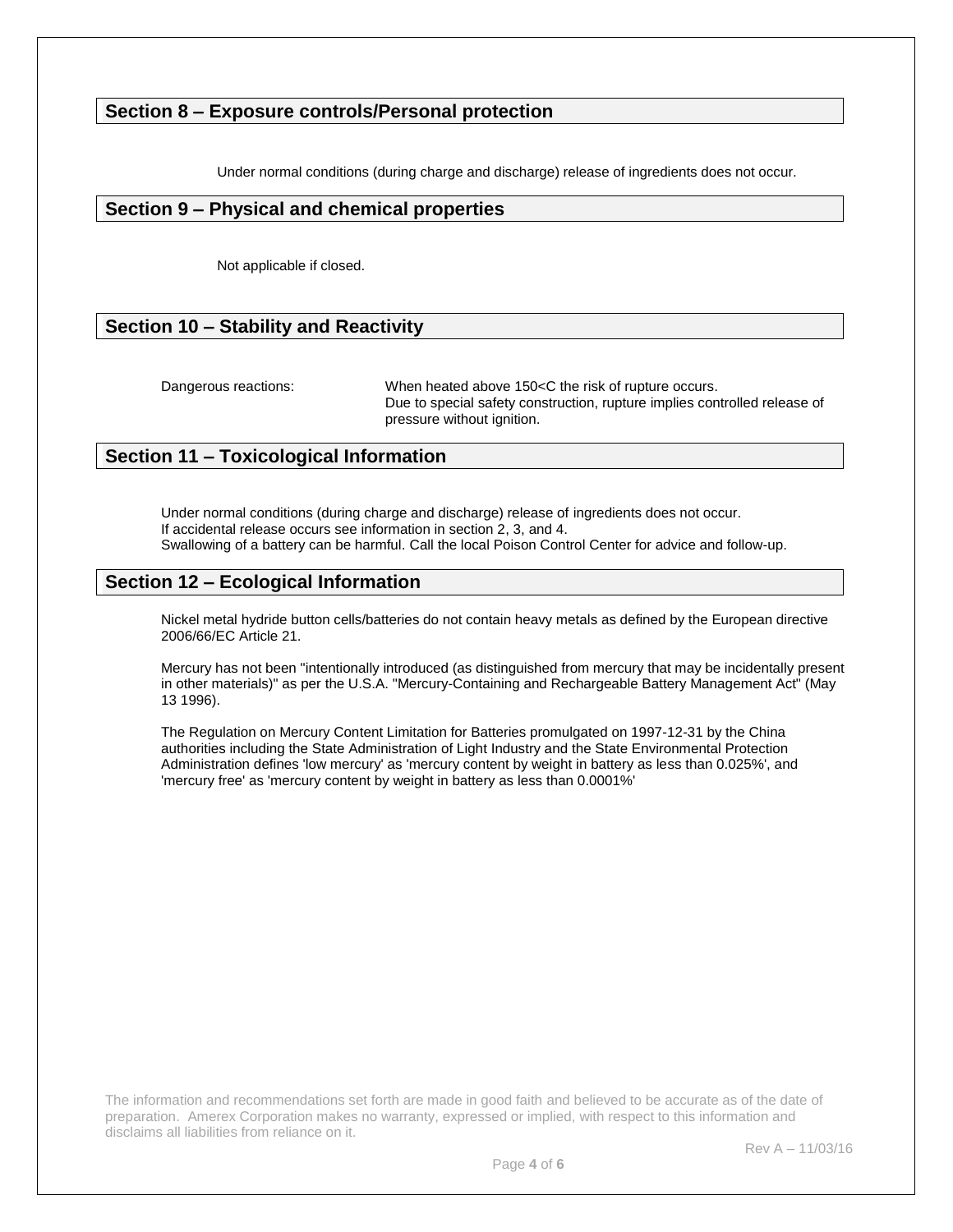## Section 8 – Exposure controls/Personal protection

Under normal conditions (during charge and discharge) release of ingredients does not occur.

## Section 9 – Physical and chemical properties

Not applicable if closed.

## Section 10 – Stability and Reactivity

| Dangerous reactions: | When heated above 150<C the risk of rupture occurs. Due to special safety construction, rupture implies controlled release of pressure without ignition. |
|---|---|

## Section 11 – Toxicological Information

Under normal conditions (during charge and discharge) release of ingredients does not occur.
If accidental release occurs see information in section 2, 3, and 4.
Swallowing of a battery can be harmful. Call the local Poison Control Center for advice and follow-up.

## Section 12 – Ecological Information

Nickel metal hydride button cells/batteries do not contain heavy metals as defined by the European directive 2006/66/EC Article 21.

Mercury has not been "intentionally introduced (as distinguished from mercury that may be incidentally present in other materials)" as per the U.S.A. "Mercury-Containing and Rechargeable Battery Management Act" (May 13 1996).

The Regulation on Mercury Content Limitation for Batteries promulgated on 1997-12-31 by the China authorities including the State Administration of Light Industry and the State Environmental Protection Administration defines 'low mercury' as 'mercury content by weight in battery as less than 0.025%', and 'mercury free' as 'mercury content by weight in battery as less than 0.0001%'

The information and recommendations set forth are made in good faith and believed to be accurate as of the date of preparation. Amerex Corporation makes no warranty, expressed or implied, with respect to this information and disclaims all liabilities from reliance on it.

Rev A – 11/03/16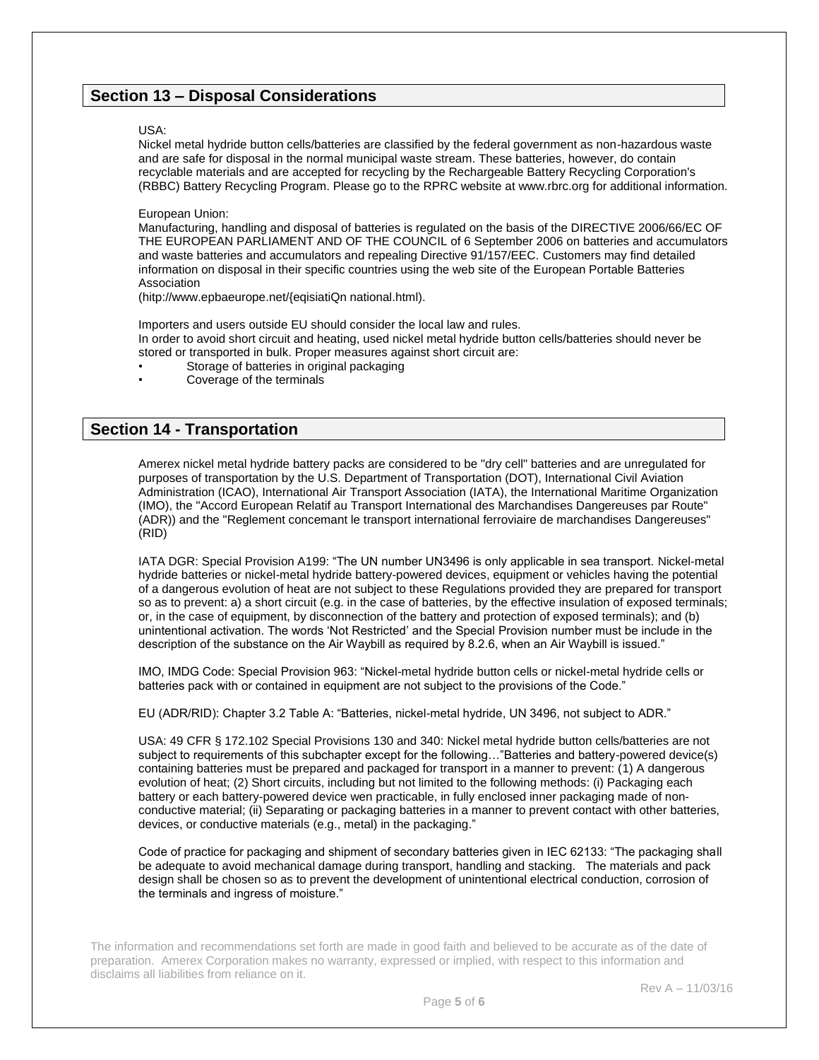## Section 13 – Disposal Considerations

USA:
Nickel metal hydride button cells/batteries are classified by the federal government as non-hazardous waste and are safe for disposal in the normal municipal waste stream. These batteries, however, do contain recyclable materials and are accepted for recycling by the Rechargeable Battery Recycling Corporation's (RBBC) Battery Recycling Program. Please go to the RPRC website at www.rbrc.org for additional information.

European Union:
Manufacturing, handling and disposal of batteries is regulated on the basis of the DIRECTIVE 2006/66/EC OF THE EUROPEAN PARLIAMENT AND OF THE COUNCIL of 6 September 2006 on batteries and accumulators and waste batteries and accumulators and repealing Directive 91/157/EEC. Customers may find detailed information on disposal in their specific countries using the web site of the European Portable Batteries Association
(hitp://www.epbaeurope.net/{eqisiatiQn national.html).

Importers and users outside EU should consider the local law and rules.
In order to avoid short circuit and heating, used nickel metal hydride button cells/batteries should never be stored or transported in bulk. Proper measures against short circuit are:

- Storage of batteries in original packaging
- Coverage of the terminals

## Section 14 - Transportation

Amerex nickel metal hydride battery packs are considered to be "dry cell" batteries and are unregulated for purposes of transportation by the U.S. Department of Transportation (DOT), International Civil Aviation Administration (ICAO), International Air Transport Association (IATA), the International Maritime Organization (IMO), the "Accord European Relatif au Transport International des Marchandises Dangereuses par Route" (ADR)) and the "Reglement concemant le transport international ferroviaire de marchandises Dangereuses" (RID)

IATA DGR: Special Provision A199: "The UN number UN3496 is only applicable in sea transport. Nickel-metal hydride batteries or nickel-metal hydride battery-powered devices, equipment or vehicles having the potential of a dangerous evolution of heat are not subject to these Regulations provided they are prepared for transport so as to prevent: a) a short circuit (e.g. in the case of batteries, by the effective insulation of exposed terminals; or, in the case of equipment, by disconnection of the battery and protection of exposed terminals); and (b) unintentional activation. The words 'Not Restricted' and the Special Provision number must be include in the description of the substance on the Air Waybill as required by 8.2.6, when an Air Waybill is issued."

IMO, IMDG Code: Special Provision 963: "Nickel-metal hydride button cells or nickel-metal hydride cells or batteries pack with or contained in equipment are not subject to the provisions of the Code."

EU (ADR/RID): Chapter 3.2 Table A: "Batteries, nickel-metal hydride, UN 3496, not subject to ADR."

USA: 49 CFR § 172.102 Special Provisions 130 and 340: Nickel metal hydride button cells/batteries are not subject to requirements of this subchapter except for the following…"Batteries and battery-powered device(s) containing batteries must be prepared and packaged for transport in a manner to prevent: (1) A dangerous evolution of heat; (2) Short circuits, including but not limited to the following methods: (i) Packaging each battery or each battery-powered device wen practicable, in fully enclosed inner packaging made of non-conductive material; (ii) Separating or packaging batteries in a manner to prevent contact with other batteries, devices, or conductive materials (e.g., metal) in the packaging."

Code of practice for packaging and shipment of secondary batteries given in IEC 62133: "The packaging shall be adequate to avoid mechanical damage during transport, handling and stacking. The materials and pack design shall be chosen so as to prevent the development of unintentional electrical conduction, corrosion of the terminals and ingress of moisture."

The information and recommendations set forth are made in good faith and believed to be accurate as of the date of preparation. Amerex Corporation makes no warranty, expressed or implied, with respect to this information and disclaims all liabilities from reliance on it.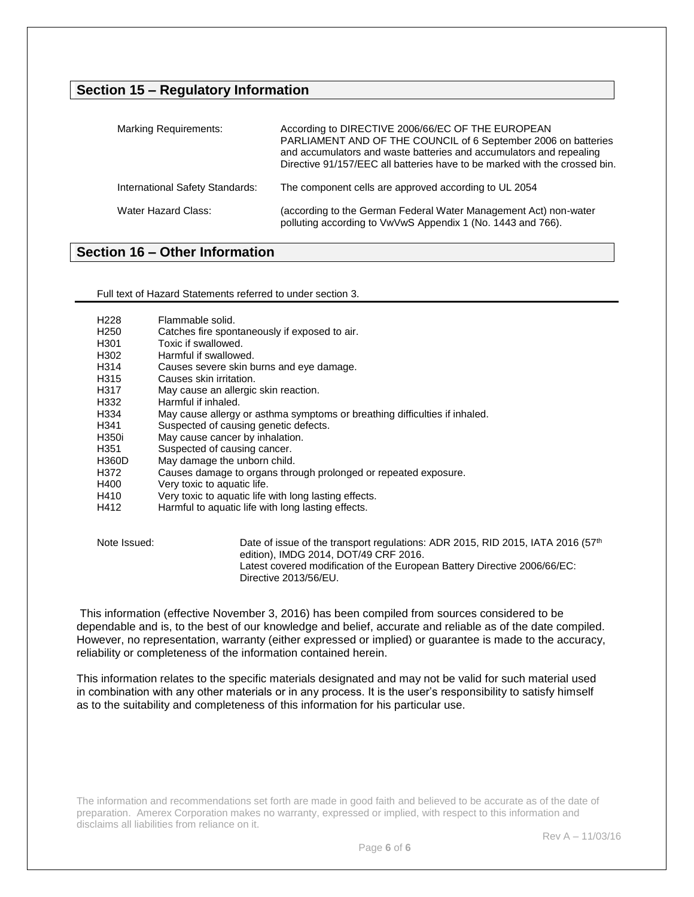## Section 15 – Regulatory Information

| | |
|---|---|
| Marking Requirements: | According to DIRECTIVE 2006/66/EC OF THE EUROPEAN PARLIAMENT AND OF THE COUNCIL of 6 September 2006 on batteries and accumulators and waste batteries and accumulators and repealing Directive 91/157/EEC all batteries have to be marked with the crossed bin. |
| International Safety Standards: | The component cells are approved according to UL 2054 |
| Water Hazard Class: | (according to the German Federal Water Management Act) non-water polluting according to VwVwS Appendix 1 (No. 1443 and 766). |

## Section 16 – Other Information

Full text of Hazard Statements referred to under section 3.

| | |
|---|---|
| H228 | Flammable solid. |
| H250 | Catches fire spontaneously if exposed to air. |
| H301 | Toxic if swallowed. |
| H302 | Harmful if swallowed. |
| H314 | Causes severe skin burns and eye damage. |
| H315 | Causes skin irritation. |
| H317 | May cause an allergic skin reaction. |
| H332 | Harmful if inhaled. |
| H334 | May cause allergy or asthma symptoms or breathing difficulties if inhaled. |
| H341 | Suspected of causing genetic defects. |
| H350i | May cause cancer by inhalation. |
| H351 | Suspected of causing cancer. |
| H360D | May damage the unborn child. |
| H372 | Causes damage to organs through prolonged or repeated exposure. |
| H400 | Very toxic to aquatic life. |
| H410 | Very toxic to aquatic life with long lasting effects. |
| H412 | Harmful to aquatic life with long lasting effects. |

Note Issued: Date of issue of the transport regulations: ADR 2015, RID 2015, IATA 2016 (57th edition), IMDG 2014, DOT/49 CRF 2016.
Latest covered modification of the European Battery Directive 2006/66/EC: Directive 2013/56/EU.

This information (effective November 3, 2016) has been compiled from sources considered to be dependable and is, to the best of our knowledge and belief, accurate and reliable as of the date compiled. However, no representation, warranty (either expressed or implied) or guarantee is made to the accuracy, reliability or completeness of the information contained herein.

This information relates to the specific materials designated and may not be valid for such material used in combination with any other materials or in any process. It is the user's responsibility to satisfy himself as to the suitability and completeness of this information for his particular use.

The information and recommendations set forth are made in good faith and believed to be accurate as of the date of preparation. Amerex Corporation makes no warranty, expressed or implied, with respect to this information and disclaims all liabilities from reliance on it.

Rev A – 11/03/16